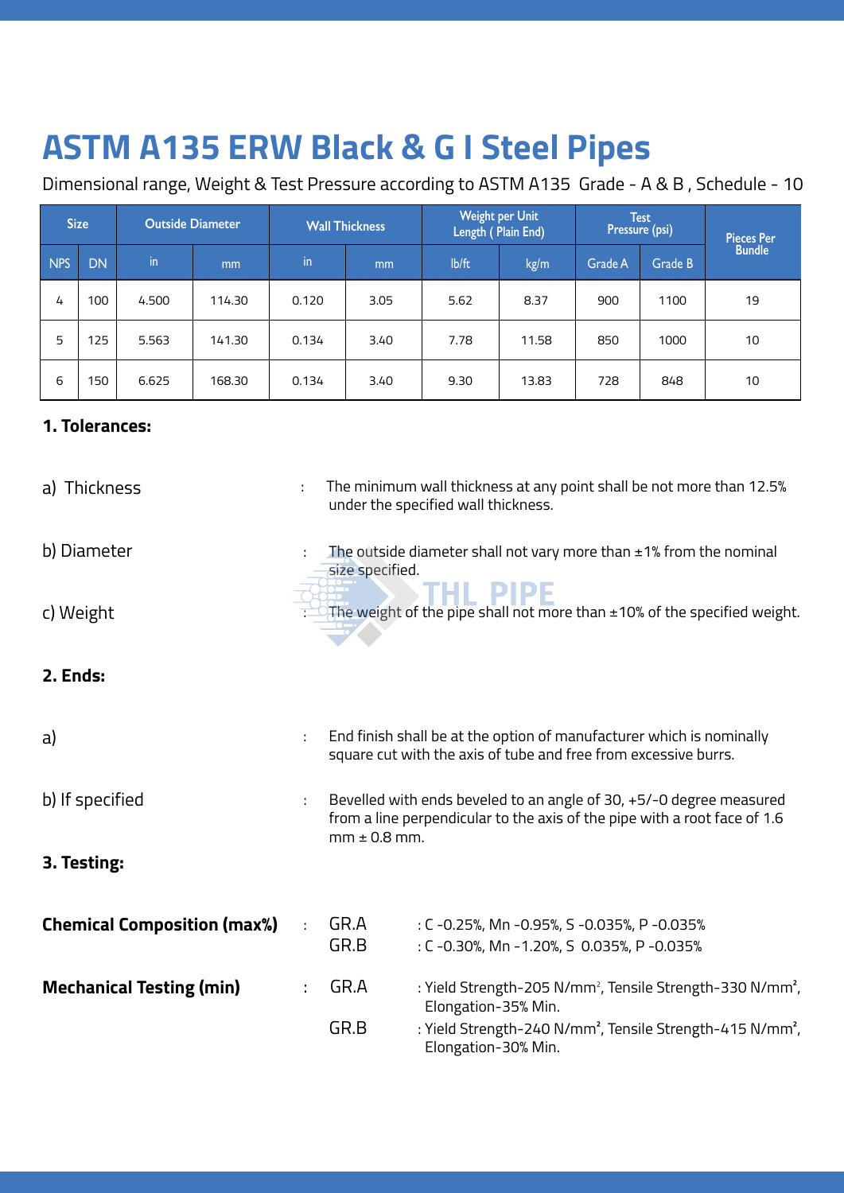# ASTM A135 ERW Black & G I Steel Pipes

Dimensional range, Weight & Test Pressure according to ASTM A135 Grade - A & B , Schedule - 10

| Size | | Outside Diameter | | Wall Thickness | | Weight per Unit Length ( Plain End) | | Test Pressure (psi) | | Pieces Per Bundle |
|---|---|---|---|---|---|---|---|---|---|---|
| NPS | DN | in | mm | in | mm | lb/ft | kg/m | Grade A | Grade B | |
| 4 | 100 | 4.500 | 114.30 | 0.120 | 3.05 | 5.62 | 8.37 | 900 | 1100 | 19 |
| 5 | 125 | 5.563 | 141.30 | 0.134 | 3.40 | 7.78 | 11.58 | 850 | 1000 | 10 |
| 6 | 150 | 6.625 | 168.30 | 0.134 | 3.40 | 9.30 | 13.83 | 728 | 848 | 10 |

**1. Tolerances:**

a) Thickness : The minimum wall thickness at any point shall be not more than 12.5% under the specified wall thickness.

b) Diameter : The outside diameter shall not vary more than ±1% from the nominal size specified.

c) Weight : The weight of the pipe shall not more than ±10% of the specified weight.

**2. Ends:**

a) : End finish shall be at the option of manufacturer which is nominally square cut with the axis of tube and free from excessive burrs.

b) If specified : Bevelled with ends beveled to an angle of 30, +5/-0 degree measured from a line perpendicular to the axis of the pipe with a root face of 1.6 mm ± 0.8 mm.

**3. Testing:**

**Chemical Composition (max%)** :

GR.A : C -0.25%, Mn -0.95%, S -0.035%, P -0.035%

GR.B : C -0.30%, Mn -1.20%, S 0.035%, P -0.035%

**Mechanical Testing (min)** :

GR.A : Yield Strength-205 N/mm², Tensile Strength-330 N/mm², Elongation-35% Min.

GR.B : Yield Strength-240 N/mm², Tensile Strength-415 N/mm², Elongation-30% Min.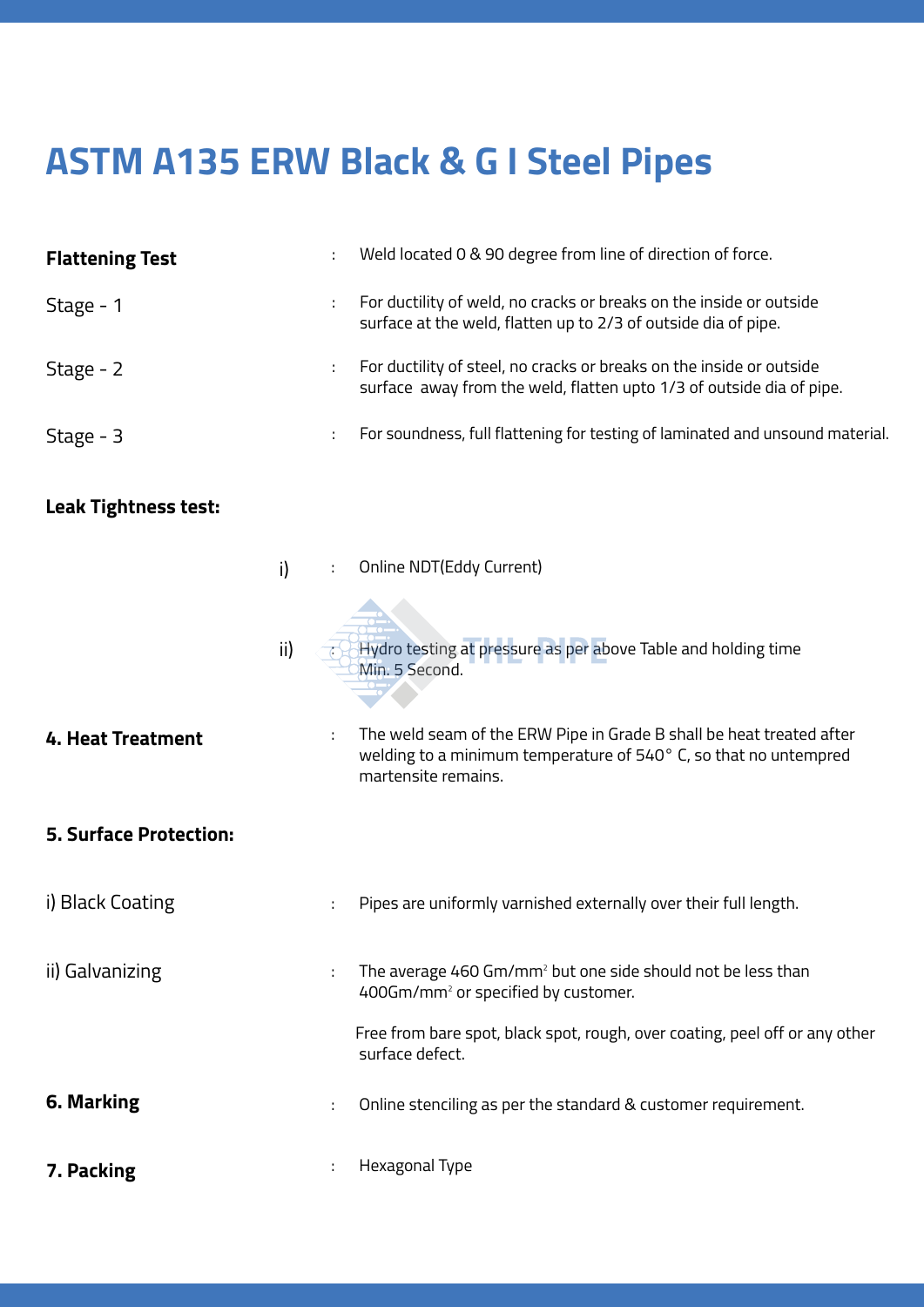# ASTM A135 ERW Black & G I Steel Pipes

| | | |
|---|---|---|
| **Flattening Test** | : | Weld located 0 & 90 degree from line of direction of force. |
| Stage - 1 | : | For ductility of weld, no cracks or breaks on the inside or outside surface at the weld, flatten up to 2/3 of outside dia of pipe. |
| Stage - 2 | : | For ductility of steel, no cracks or breaks on the inside or outside surface away from the weld, flatten upto 1/3 of outside dia of pipe. |
| Stage - 3 | : | For soundness, full flattening for testing of laminated and unsound material. |

**Leak Tightness test:**

| | | |
|---|---|---|
| i) | : | Online NDT(Eddy Current) |
| ii) | : | Hydro testing at pressure as per above Table and holding time Min. 5 Second. |

| | | |
|---|---|---|
| **4. Heat Treatment** | : | The weld seam of the ERW Pipe in Grade B shall be heat treated after welding to a minimum temperature of 540° C, so that no untempred martensite remains. |

**5. Surface Protection:**

| | | |
|---|---|---|
| i) Black Coating | : | Pipes are uniformly varnished externally over their full length. |
| ii) Galvanizing | : | The average 460 Gm/mm$^2$ but one side should not be less than 400Gm/mm$^2$ or specified by customer.<br><br>Free from bare spot, black spot, rough, over coating, peel off or any other surface defect. |
| **6. Marking** | : | Online stenciling as per the standard & customer requirement. |
| **7. Packing** | : | Hexagonal Type |